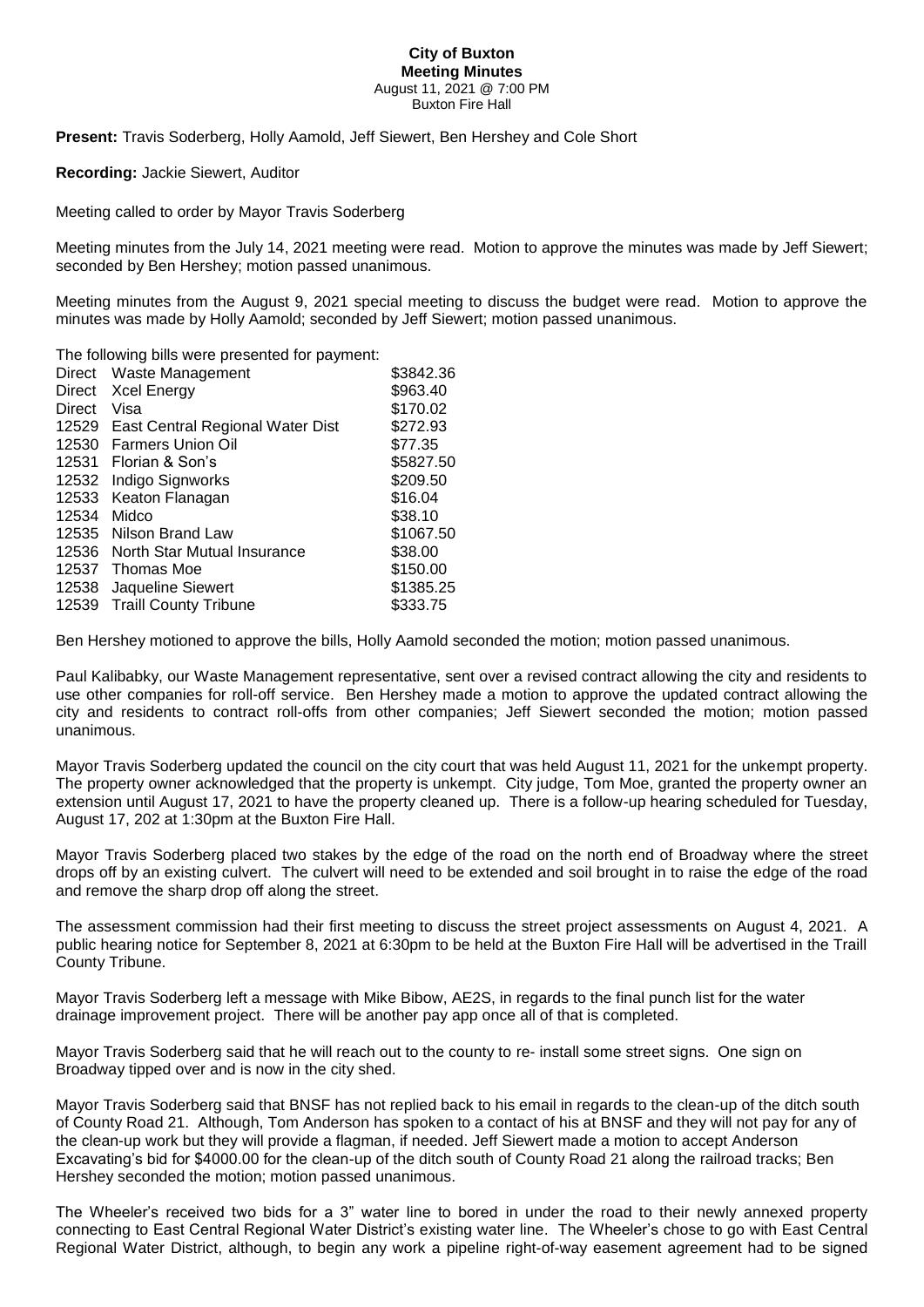**City of Buxton**
**Meeting Minutes**
August 11, 2021 @ 7:00 PM
Buxton Fire Hall

**Present:** Travis Soderberg, Holly Aamold, Jeff Siewert, Ben Hershey and Cole Short

**Recording:** Jackie Siewert, Auditor

Meeting called to order by Mayor Travis Soderberg

Meeting minutes from the July 14, 2021 meeting were read. Motion to approve the minutes was made by Jeff Siewert; seconded by Ben Hershey; motion passed unanimous.

Meeting minutes from the August 9, 2021 special meeting to discuss the budget were read. Motion to approve the minutes was made by Holly Aamold; seconded by Jeff Siewert; motion passed unanimous.

The following bills were presented for payment:

| | | |
|---|---|---|
| Direct | Waste Management | $3842.36 |
| Direct | Xcel Energy | $963.40 |
| Direct | Visa | $170.02 |
| 12529 | East Central Regional Water Dist | $272.93 |
| 12530 | Farmers Union Oil | $77.35 |
| 12531 | Florian & Son's | $5827.50 |
| 12532 | Indigo Signworks | $209.50 |
| 12533 | Keaton Flanagan | $16.04 |
| 12534 | Midco | $38.10 |
| 12535 | Nilson Brand Law | $1067.50 |
| 12536 | North Star Mutual Insurance | $38.00 |
| 12537 | Thomas Moe | $150.00 |
| 12538 | Jaqueline Siewert | $1385.25 |
| 12539 | Traill County Tribune | $333.75 |

Ben Hershey motioned to approve the bills, Holly Aamold seconded the motion; motion passed unanimous.

Paul Kalibabky, our Waste Management representative, sent over a revised contract allowing the city and residents to use other companies for roll-off service. Ben Hershey made a motion to approve the updated contract allowing the city and residents to contract roll-offs from other companies; Jeff Siewert seconded the motion; motion passed unanimous.

Mayor Travis Soderberg updated the council on the city court that was held August 11, 2021 for the unkempt property. The property owner acknowledged that the property is unkempt. City judge, Tom Moe, granted the property owner an extension until August 17, 2021 to have the property cleaned up. There is a follow-up hearing scheduled for Tuesday, August 17, 202 at 1:30pm at the Buxton Fire Hall.

Mayor Travis Soderberg placed two stakes by the edge of the road on the north end of Broadway where the street drops off by an existing culvert. The culvert will need to be extended and soil brought in to raise the edge of the road and remove the sharp drop off along the street.

The assessment commission had their first meeting to discuss the street project assessments on August 4, 2021. A public hearing notice for September 8, 2021 at 6:30pm to be held at the Buxton Fire Hall will be advertised in the Traill County Tribune.

Mayor Travis Soderberg left a message with Mike Bibow, AE2S, in regards to the final punch list for the water drainage improvement project. There will be another pay app once all of that is completed.

Mayor Travis Soderberg said that he will reach out to the county to re- install some street signs. One sign on Broadway tipped over and is now in the city shed.

Mayor Travis Soderberg said that BNSF has not replied back to his email in regards to the clean-up of the ditch south of County Road 21. Although, Tom Anderson has spoken to a contact of his at BNSF and they will not pay for any of the clean-up work but they will provide a flagman, if needed. Jeff Siewert made a motion to accept Anderson Excavating's bid for $4000.00 for the clean-up of the ditch south of County Road 21 along the railroad tracks; Ben Hershey seconded the motion; motion passed unanimous.

The Wheeler's received two bids for a 3" water line to bored in under the road to their newly annexed property connecting to East Central Regional Water District's existing water line. The Wheeler's chose to go with East Central Regional Water District, although, to begin any work a pipeline right-of-way easement agreement had to be signed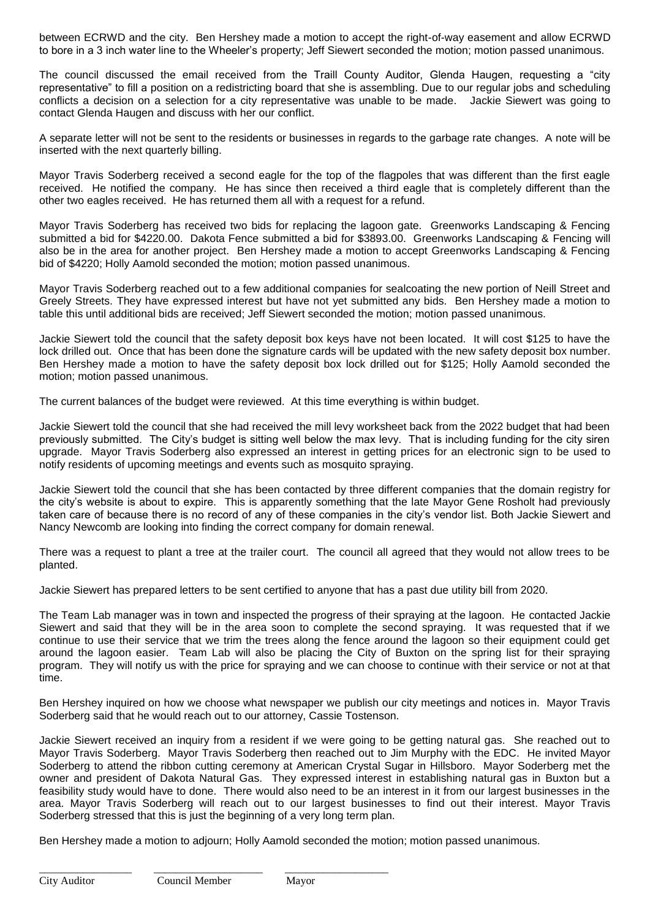between ECRWD and the city. Ben Hershey made a motion to accept the right-of-way easement and allow ECRWD to bore in a 3 inch water line to the Wheeler's property; Jeff Siewert seconded the motion; motion passed unanimous.

The council discussed the email received from the Traill County Auditor, Glenda Haugen, requesting a "city representative" to fill a position on a redistricting board that she is assembling. Due to our regular jobs and scheduling conflicts a decision on a selection for a city representative was unable to be made. Jackie Siewert was going to contact Glenda Haugen and discuss with her our conflict.

A separate letter will not be sent to the residents or businesses in regards to the garbage rate changes. A note will be inserted with the next quarterly billing.

Mayor Travis Soderberg received a second eagle for the top of the flagpoles that was different than the first eagle received. He notified the company. He has since then received a third eagle that is completely different than the other two eagles received. He has returned them all with a request for a refund.

Mayor Travis Soderberg has received two bids for replacing the lagoon gate. Greenworks Landscaping & Fencing submitted a bid for $4220.00. Dakota Fence submitted a bid for $3893.00. Greenworks Landscaping & Fencing will also be in the area for another project. Ben Hershey made a motion to accept Greenworks Landscaping & Fencing bid of $4220; Holly Aamold seconded the motion; motion passed unanimous.

Mayor Travis Soderberg reached out to a few additional companies for sealcoating the new portion of Neill Street and Greely Streets. They have expressed interest but have not yet submitted any bids. Ben Hershey made a motion to table this until additional bids are received; Jeff Siewert seconded the motion; motion passed unanimous.

Jackie Siewert told the council that the safety deposit box keys have not been located. It will cost $125 to have the lock drilled out. Once that has been done the signature cards will be updated with the new safety deposit box number. Ben Hershey made a motion to have the safety deposit box lock drilled out for $125; Holly Aamold seconded the motion; motion passed unanimous.

The current balances of the budget were reviewed. At this time everything is within budget.

Jackie Siewert told the council that she had received the mill levy worksheet back from the 2022 budget that had been previously submitted. The City's budget is sitting well below the max levy. That is including funding for the city siren upgrade. Mayor Travis Soderberg also expressed an interest in getting prices for an electronic sign to be used to notify residents of upcoming meetings and events such as mosquito spraying.

Jackie Siewert told the council that she has been contacted by three different companies that the domain registry for the city's website is about to expire. This is apparently something that the late Mayor Gene Rosholt had previously taken care of because there is no record of any of these companies in the city's vendor list. Both Jackie Siewert and Nancy Newcomb are looking into finding the correct company for domain renewal.

There was a request to plant a tree at the trailer court. The council all agreed that they would not allow trees to be planted.

Jackie Siewert has prepared letters to be sent certified to anyone that has a past due utility bill from 2020.

The Team Lab manager was in town and inspected the progress of their spraying at the lagoon. He contacted Jackie Siewert and said that they will be in the area soon to complete the second spraying. It was requested that if we continue to use their service that we trim the trees along the fence around the lagoon so their equipment could get around the lagoon easier. Team Lab will also be placing the City of Buxton on the spring list for their spraying program. They will notify us with the price for spraying and we can choose to continue with their service or not at that time.

Ben Hershey inquired on how we choose what newspaper we publish our city meetings and notices in. Mayor Travis Soderberg said that he would reach out to our attorney, Cassie Tostenson.

Jackie Siewert received an inquiry from a resident if we were going to be getting natural gas. She reached out to Mayor Travis Soderberg. Mayor Travis Soderberg then reached out to Jim Murphy with the EDC. He invited Mayor Soderberg to attend the ribbon cutting ceremony at American Crystal Sugar in Hillsboro. Mayor Soderberg met the owner and president of Dakota Natural Gas. They expressed interest in establishing natural gas in Buxton but a feasibility study would have to done. There would also need to be an interest in it from our largest businesses in the area. Mayor Travis Soderberg will reach out to our largest businesses to find out their interest. Mayor Travis Soderberg stressed that this is just the beginning of a very long term plan.

Ben Hershey made a motion to adjourn; Holly Aamold seconded the motion; motion passed unanimous.

\_\_\_\_\_\_\_\_\_\_\_\_\_\_\_\_ \_\_\_\_\_\_\_\_\_\_\_\_\_\_\_\_\_\_ \_\_\_\_\_\_\_\_\_\_\_\_\_\_\_\_\_\_

City Auditor Council Member Mayor